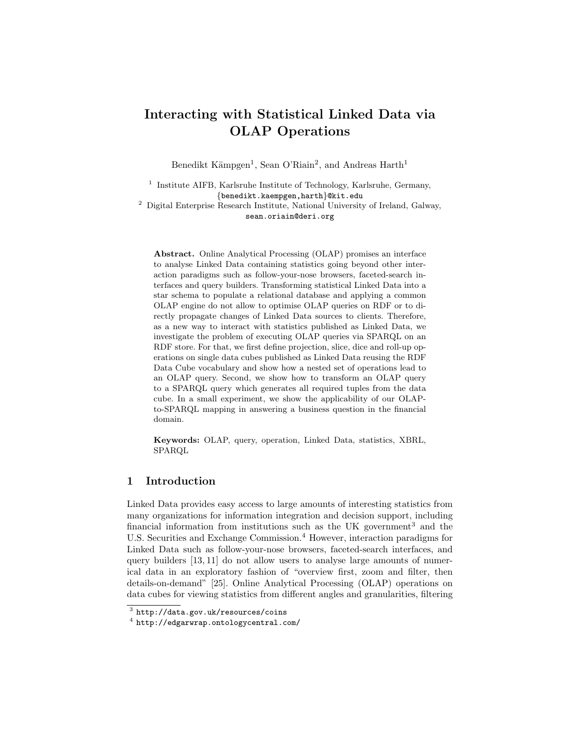# Interacting with Statistical Linked Data via OLAP Operations

Benedikt Kämpgen[1], Sean O'Riain[2], and Andreas Harth[1]

[1] Institute AIFB, Karlsruhe Institute of Technology, Karlsruhe, Germany,
{benedikt.kaempgen,harth}@kit.edu

[2] Digital Enterprise Research Institute, National University of Ireland, Galway,
sean.oriain@deri.org

**Abstract.** Online Analytical Processing (OLAP) promises an interface to analyse Linked Data containing statistics going beyond other interaction paradigms such as follow-your-nose browsers, faceted-search interfaces and query builders. Transforming statistical Linked Data into a star schema to populate a relational database and applying a common OLAP engine do not allow to optimise OLAP queries on RDF or to directly propagate changes of Linked Data sources to clients. Therefore, as a new way to interact with statistics published as Linked Data, we investigate the problem of executing OLAP queries via SPARQL on an RDF store. For that, we first define projection, slice, dice and roll-up operations on single data cubes published as Linked Data reusing the RDF Data Cube vocabulary and show how a nested set of operations lead to an OLAP query. Second, we show how to transform an OLAP query to a SPARQL query which generates all required tuples from the data cube. In a small experiment, we show the applicability of our OLAP-to-SPARQL mapping in answering a business question in the financial domain.

**Keywords:** OLAP, query, operation, Linked Data, statistics, XBRL, SPARQL

## 1 Introduction

Linked Data provides easy access to large amounts of interesting statistics from many organizations for information integration and decision support, including financial information from institutions such as the UK government[3] and the U.S. Securities and Exchange Commission.[4] However, interaction paradigms for Linked Data such as follow-your-nose browsers, faceted-search interfaces, and query builders [13, 11] do not allow users to analyse large amounts of numerical data in an exploratory fashion of "overview first, zoom and filter, then details-on-demand" [25]. Online Analytical Processing (OLAP) operations on data cubes for viewing statistics from different angles and granularities, filtering

[3] http://data.gov.uk/resources/coins

[4] http://edgarwrap.ontologycentral.com/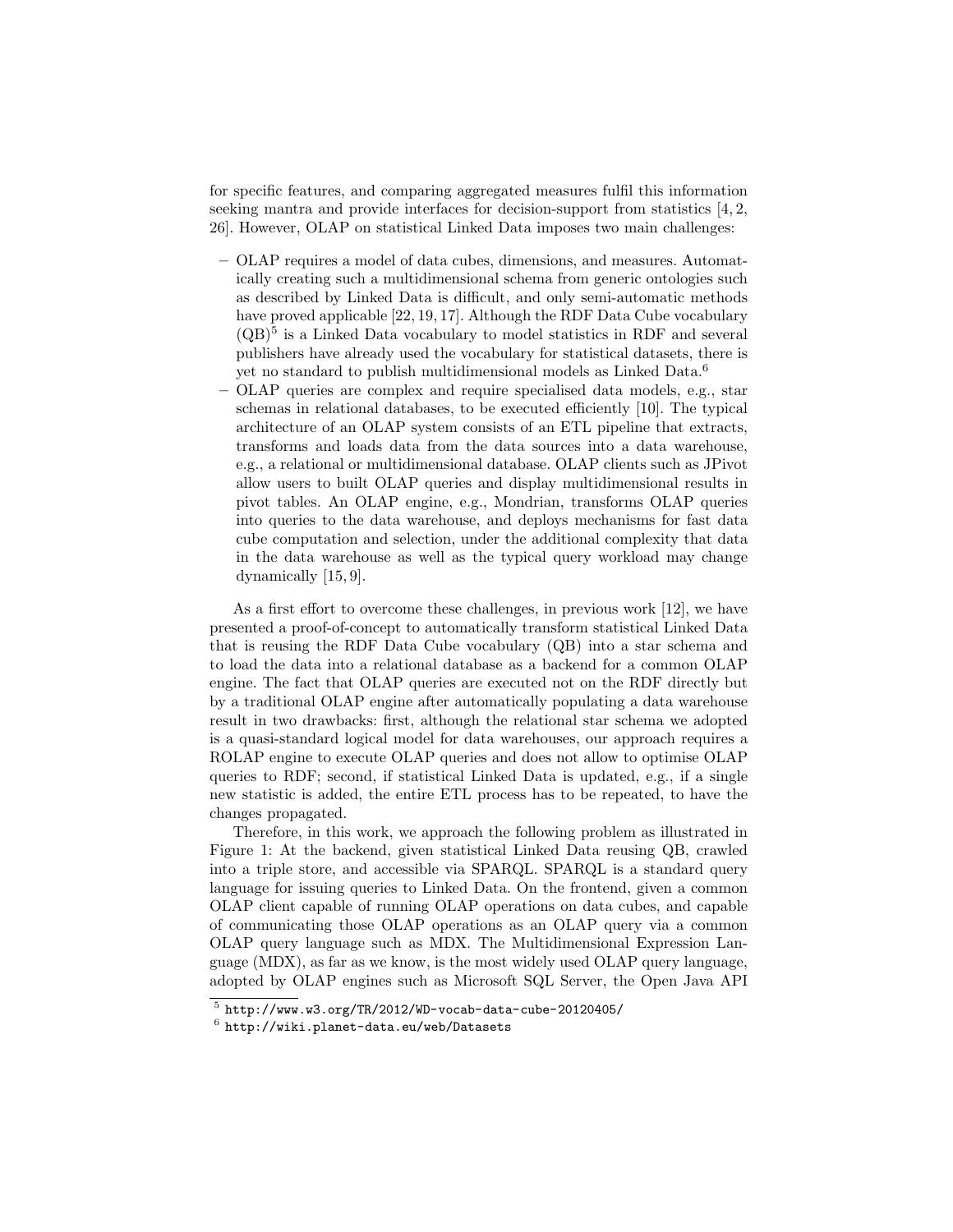for specific features, and comparing aggregated measures fulfil this information seeking mantra and provide interfaces for decision-support from statistics [4, 2, 26]. However, OLAP on statistical Linked Data imposes two main challenges:

– OLAP requires a model of data cubes, dimensions, and measures. Automatically creating such a multidimensional schema from generic ontologies such as described by Linked Data is difficult, and only semi-automatic methods have proved applicable [22, 19, 17]. Although the RDF Data Cube vocabulary (QB)[5] is a Linked Data vocabulary to model statistics in RDF and several publishers have already used the vocabulary for statistical datasets, there is yet no standard to publish multidimensional models as Linked Data.[6]
– OLAP queries are complex and require specialised data models, e.g., star schemas in relational databases, to be executed efficiently [10]. The typical architecture of an OLAP system consists of an ETL pipeline that extracts, transforms and loads data from the data sources into a data warehouse, e.g., a relational or multidimensional database. OLAP clients such as JPivot allow users to built OLAP queries and display multidimensional results in pivot tables. An OLAP engine, e.g., Mondrian, transforms OLAP queries into queries to the data warehouse, and deploys mechanisms for fast data cube computation and selection, under the additional complexity that data in the data warehouse as well as the typical query workload may change dynamically [15, 9].

As a first effort to overcome these challenges, in previous work [12], we have presented a proof-of-concept to automatically transform statistical Linked Data that is reusing the RDF Data Cube vocabulary (QB) into a star schema and to load the data into a relational database as a backend for a common OLAP engine. The fact that OLAP queries are executed not on the RDF directly but by a traditional OLAP engine after automatically populating a data warehouse result in two drawbacks: first, although the relational star schema we adopted is a quasi-standard logical model for data warehouses, our approach requires a ROLAP engine to execute OLAP queries and does not allow to optimise OLAP queries to RDF; second, if statistical Linked Data is updated, e.g., if a single new statistic is added, the entire ETL process has to be repeated, to have the changes propagated.

Therefore, in this work, we approach the following problem as illustrated in Figure 1: At the backend, given statistical Linked Data reusing QB, crawled into a triple store, and accessible via SPARQL. SPARQL is a standard query language for issuing queries to Linked Data. On the frontend, given a common OLAP client capable of running OLAP operations on data cubes, and capable of communicating those OLAP operations as an OLAP query via a common OLAP query language such as MDX. The Multidimensional Expression Language (MDX), as far as we know, is the most widely used OLAP query language, adopted by OLAP engines such as Microsoft SQL Server, the Open Java API

[5] http://www.w3.org/TR/2012/WD-vocab-data-cube-20120405/

[6] http://wiki.planet-data.eu/web/Datasets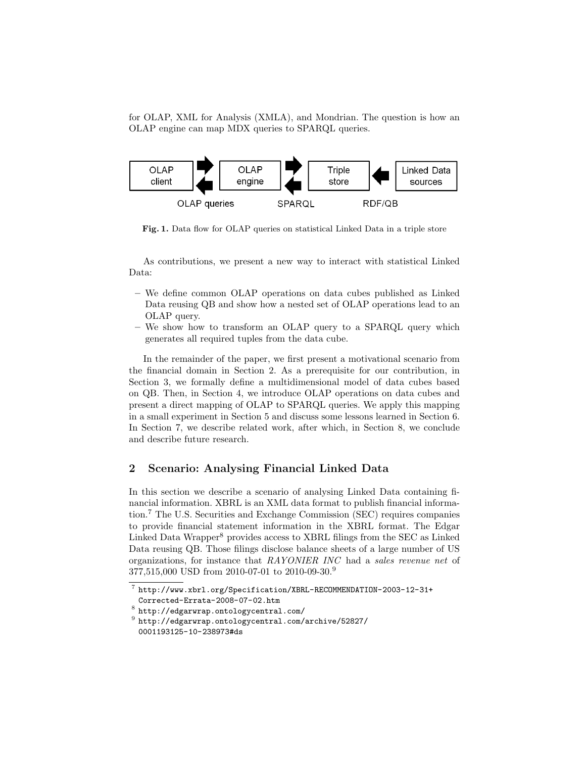for OLAP, XML for Analysis (XMLA), and Mondrian. The question is how an OLAP engine can map MDX queries to SPARQL queries.

**Fig. 1.** Data flow for OLAP queries on statistical Linked Data in a triple store

As contributions, we present a new way to interact with statistical Linked Data:

- We define common OLAP operations on data cubes published as Linked Data reusing QB and show how a nested set of OLAP operations lead to an OLAP query.
- We show how to transform an OLAP query to a SPARQL query which generates all required tuples from the data cube.

In the remainder of the paper, we first present a motivational scenario from the financial domain in Section 2. As a prerequisite for our contribution, in Section 3, we formally define a multidimensional model of data cubes based on QB. Then, in Section 4, we introduce OLAP operations on data cubes and present a direct mapping of OLAP to SPARQL queries. We apply this mapping in a small experiment in Section 5 and discuss some lessons learned in Section 6. In Section 7, we describe related work, after which, in Section 8, we conclude and describe future research.

## 2 Scenario: Analysing Financial Linked Data

In this section we describe a scenario of analysing Linked Data containing financial information. XBRL is an XML data format to publish financial information.[7] The U.S. Securities and Exchange Commission (SEC) requires companies to provide financial statement information in the XBRL format. The Edgar Linked Data Wrapper[8] provides access to XBRL filings from the SEC as Linked Data reusing QB. Those filings disclose balance sheets of a large number of US organizations, for instance that *RAYONIER INC* had a *sales revenue net* of 377,515,000 USD from 2010-07-01 to 2010-09-30.[9]

[7] http://www.xbrl.org/Specification/XBRL-RECOMMENDATION-2003-12-31+Corrected-Errata-2008-07-02.htm

[8] http://edgarwrap.ontologycentral.com/

[9] http://edgarwrap.ontologycentral.com/archive/52827/0001193125-10-238973#ds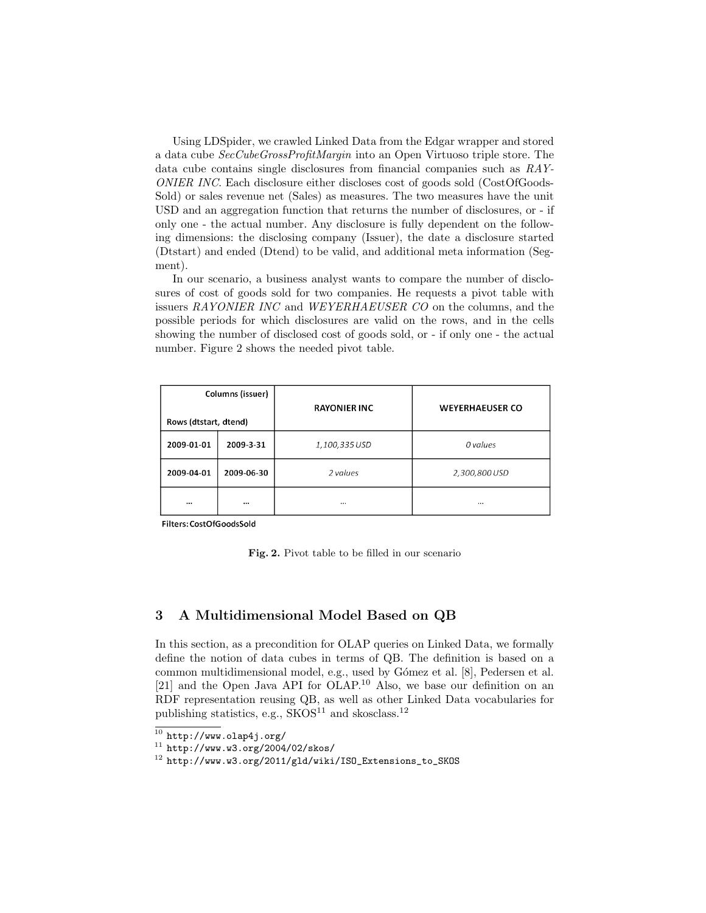Using LDSpider, we crawled Linked Data from the Edgar wrapper and stored a data cube *SecCubeGrossProfitMargin* into an Open Virtuoso triple store. The data cube contains single disclosures from financial companies such as *RAYONIER INC*. Each disclosure either discloses cost of goods sold (CostOfGoodsSold) or sales revenue net (Sales) as measures. The two measures have the unit USD and an aggregation function that returns the number of disclosures, or - if only one - the actual number. Any disclosure is fully dependent on the following dimensions: the disclosing company (Issuer), the date a disclosure started (Dtstart) and ended (Dtend) to be valid, and additional meta information (Segment).

In our scenario, a business analyst wants to compare the number of disclosures of cost of goods sold for two companies. He requests a pivot table with issuers *RAYONIER INC* and *WEYERHAEUSER CO* on the columns, and the possible periods for which disclosures are valid on the rows, and in the cells showing the number of disclosed cost of goods sold, or - if only one - the actual number. Figure 2 shows the needed pivot table.

| Columns (issuer) / Rows (dtstart, dtend) | | RAYONIER INC | WEYERHAEUSER CO |
|---|---|---|---|
| 2009-01-01 | 2009-3-31 | *1,100,335 USD* | *0 values* |
| 2009-04-01 | 2009-06-30 | *2 values* | *2,300,800 USD* |
| ... | ... | ... | ... |

Filters: CostOfGoodsSold

**Fig. 2.** Pivot table to be filled in our scenario

## 3 A Multidimensional Model Based on QB

In this section, as a precondition for OLAP queries on Linked Data, we formally define the notion of data cubes in terms of QB. The definition is based on a common multidimensional model, e.g., used by Gómez et al. [8], Pedersen et al. [21] and the Open Java API for OLAP.[10] Also, we base our definition on an RDF representation reusing QB, as well as other Linked Data vocabularies for publishing statistics, e.g., SKOS[11] and skosclass.[12]

[10] http://www.olap4j.org/

[11] http://www.w3.org/2004/02/skos/

[12] http://www.w3.org/2011/gld/wiki/ISO_Extensions_to_SKOS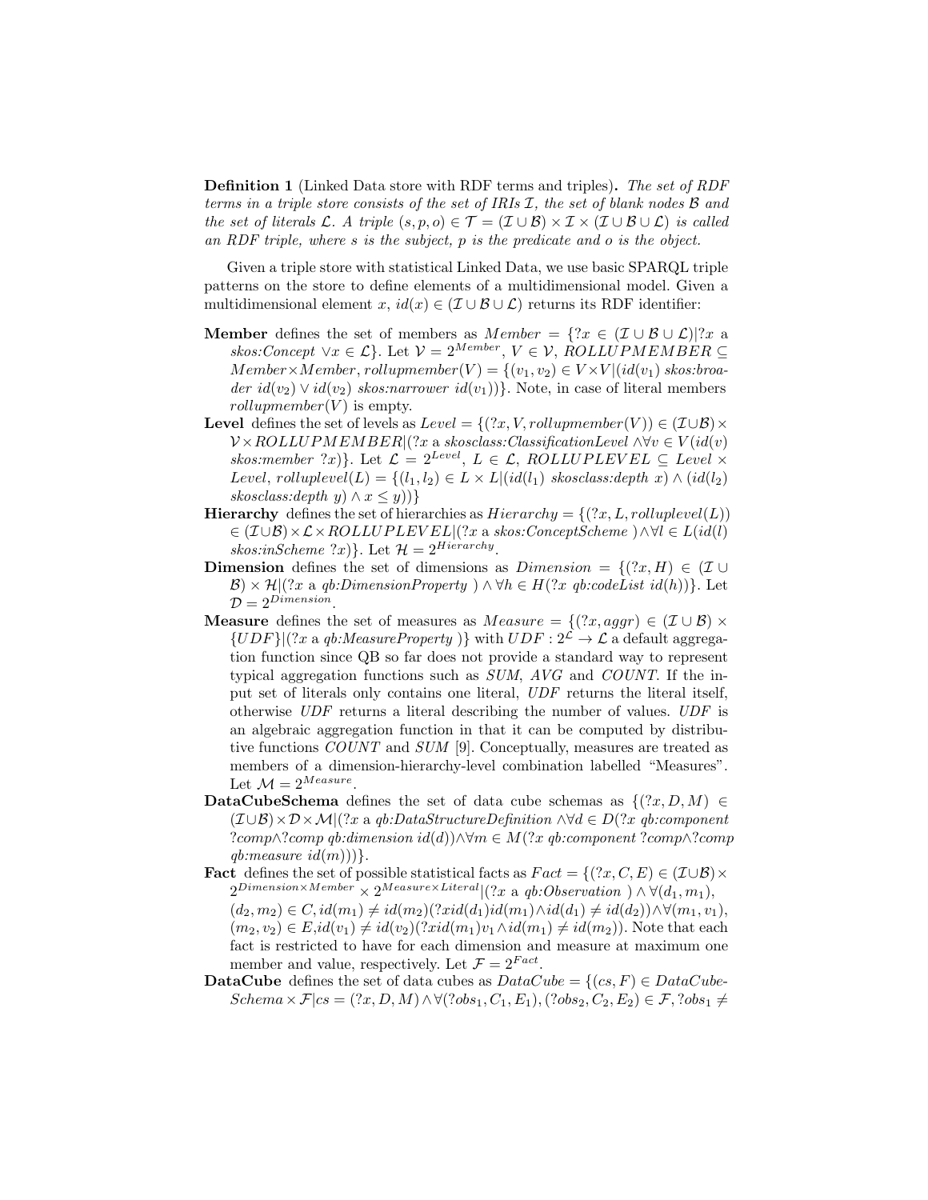**Definition 1** (Linked Data store with RDF terms and triples)**.** *The set of RDF terms in a triple store consists of the set of IRIs $\mathcal{I}$, the set of blank nodes $\mathcal{B}$ and the set of literals $\mathcal{L}$. A triple $(s, p, o) \in \mathcal{T} = (\mathcal{I} \cup \mathcal{B}) \times \mathcal{I} \times (\mathcal{I} \cup \mathcal{B} \cup \mathcal{L})$ is called an RDF triple, where s is the subject, p is the predicate and o is the object.*

Given a triple store with statistical Linked Data, we use basic SPARQL triple patterns on the store to define elements of a multidimensional model. Given a multidimensional element $x$, $id(x) \in (\mathcal{I} \cup \mathcal{B} \cup \mathcal{L})$ returns its RDF identifier:

- **Member** defines the set of members as $Member = \{?x \in (\mathcal{I} \cup \mathcal{B} \cup \mathcal{L}) | ?x \text{ a } \textit{skos:Concept} \vee x \in \mathcal{L}\}$. Let $\mathcal{V} = 2^{Member}$, $V \in \mathcal{V}$, $ROLLUPMEMBER \subseteq Member \times Member$, $rollupmember(V) = \{(v_1, v_2) \in V \times V | (id(v_1) \textit{ skos:broader } id(v_2) \vee id(v_2) \textit{ skos:narrower } id(v_1))\}$. Note, in case of literal members $rollupmember(V)$ is empty.
- **Level** defines the set of levels as $Level = \{(?x, V, rollupmember(V)) \in (\mathcal{I} \cup \mathcal{B}) \times \mathcal{V} \times ROLLUPMEMBER | (?x \text{ a } \textit{skosclass:ClassificationLevel} \wedge \forall v \in V (id(v) \textit{ skos:member } ?x)\}$. Let $\mathcal{L} = 2^{Level}$, $L \in \mathcal{L}$, $ROLLUPLEVEL \subseteq Level \times Level$, $rolluplevel(L) = \{(l_1, l_2) \in L \times L | (id(l_1) \textit{ skosclass:depth } x) \wedge (id(l_2) \textit{ skosclass:depth } y) \wedge x \leq y))\}$
- **Hierarchy** defines the set of hierarchies as $Hierarchy = \{(?x, L, rolluplevel(L)) \in (\mathcal{I} \cup \mathcal{B}) \times \mathcal{L} \times ROLLUPLEVEL | (?x \text{ a } \textit{skos:ConceptScheme}) \wedge \forall l \in L (id(l) \textit{ skos:inScheme } ?x)\}$. Let $\mathcal{H} = 2^{Hierarchy}$.
- **Dimension** defines the set of dimensions as $Dimension = \{(?x, H) \in (\mathcal{I} \cup \mathcal{B}) \times \mathcal{H} | (?x \text{ a } \textit{qb:DimensionProperty}) \wedge \forall h \in H (?x \textit{ qb:codeList } id(h))\}$. Let $\mathcal{D} = 2^{Dimension}$.
- **Measure** defines the set of measures as $Measure = \{(?x, aggr) \in (\mathcal{I} \cup \mathcal{B}) \times \{UDF\} | (?x \text{ a } \textit{qb:MeasureProperty})\}$ with $UDF : 2^{\mathcal{L}} \rightarrow \mathcal{L}$ a default aggregation function since QB so far does not provide a standard way to represent typical aggregation functions such as *SUM*, *AVG* and *COUNT*. If the input set of literals only contains one literal, *UDF* returns the literal itself, otherwise *UDF* returns a literal describing the number of values. *UDF* is an algebraic aggregation function in that it can be computed by distributive functions *COUNT* and *SUM* [9]. Conceptually, measures are treated as members of a dimension-hierarchy-level combination labelled "Measures". Let $\mathcal{M} = 2^{Measure}$.
- **DataCubeSchema** defines the set of data cube schemas as $\{(?x, D, M) \in (\mathcal{I} \cup \mathcal{B}) \times \mathcal{D} \times \mathcal{M} | (?x \text{ a } \textit{qb:DataStructureDefinition} \wedge \forall d \in D (?x \textit{ qb:component } ?comp \wedge ?comp \textit{ qb:dimension } id(d)) \wedge \forall m \in M (?x \textit{ qb:component } ?comp \wedge ?comp \textit{ qb:measure } id(m)))\}$.
- **Fact** defines the set of possible statistical facts as $Fact = \{(?x, C, E) \in (\mathcal{I} \cup \mathcal{B}) \times 2^{Dimension \times Member} \times 2^{Measure \times Literal} | (?x \text{ a } \textit{qb:Observation}) \wedge \forall (d_1, m_1), (d_2, m_2) \in C, id(m_1) \neq id(m_2) (?x id(d_1) id(m_1) \wedge id(d_1) \neq id(d_2)) \wedge \forall (m_1, v_1), (m_2, v_2) \in E, id(v_1) \neq id(v_2) (?x id(m_1) v_1 \wedge id(m_1) \neq id(m_2))$. Note that each fact is restricted to have for each dimension and measure at maximum one member and value, respectively. Let $\mathcal{F} = 2^{Fact}$.
- **DataCube** defines the set of data cubes as $DataCube = \{(cs, F) \in DataCubeSchema \times \mathcal{F} | cs = (?x, D, M) \wedge \forall (?obs_1, C_1, E_1), (?obs_2, C_2, E_2) \in \mathcal{F}, ?obs_1 \neq$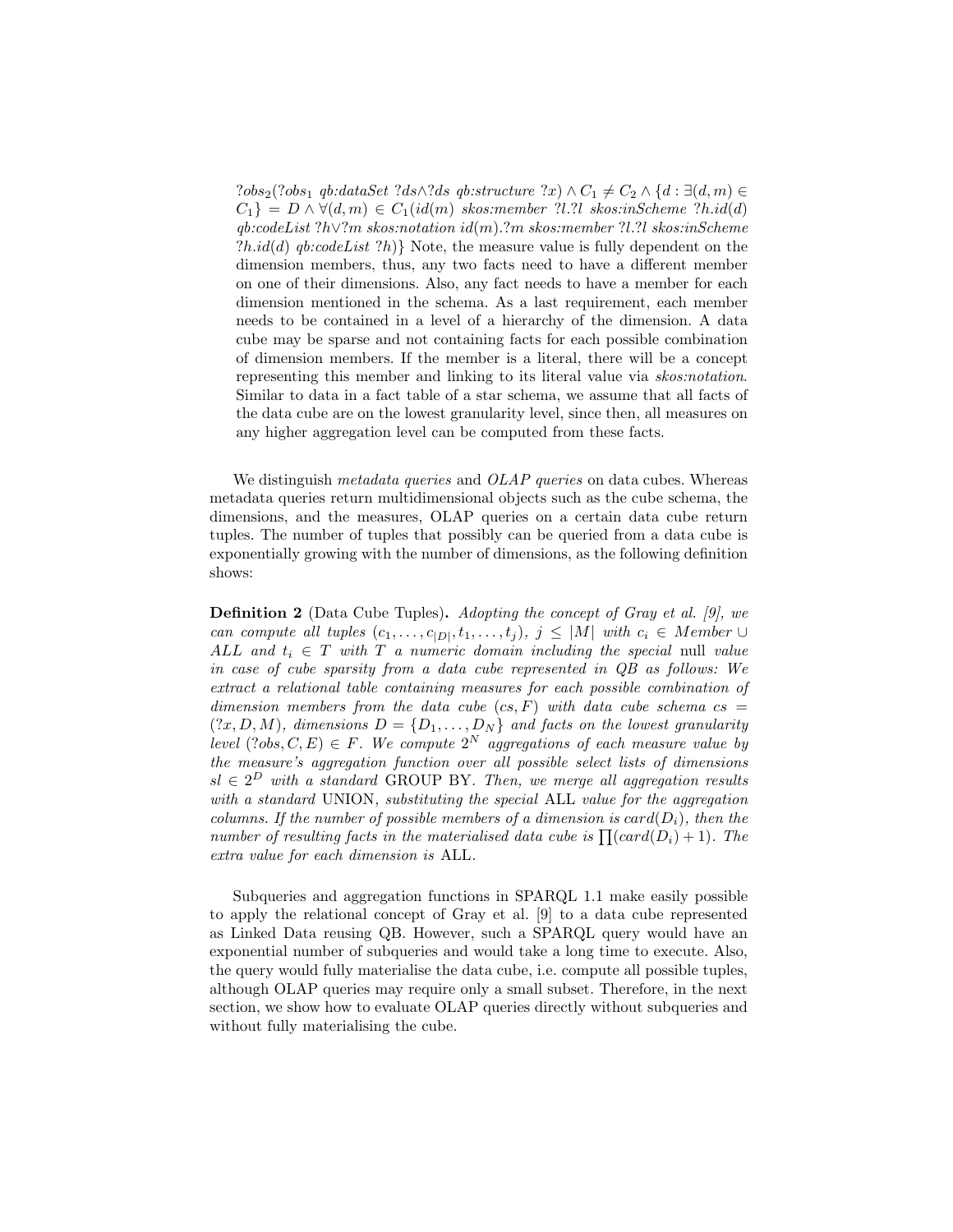$?obs_2(?obs_1$ *qb:dataSet* $?ds \wedge ?ds$ *qb:structure* $?x) \wedge C_1 \neq C_2 \wedge \{d : \exists(d, m) \in C_1\} = D \wedge \forall(d, m) \in C_1(id(m)$ *skos:member* $?l.?l$ *skos:inScheme* $?h.id(d)$ *qb:codeList* $?h \vee ?m$ *skos:notation* $id(m).?m$ *skos:member* $?l.?l$ *skos:inScheme* $?h.id(d)$ *qb:codeList* $?h)\}$ Note, the measure value is fully dependent on the dimension members, thus, any two facts need to have a different member on one of their dimensions. Also, any fact needs to have a member for each dimension mentioned in the schema. As a last requirement, each member needs to be contained in a level of a hierarchy of the dimension. A data cube may be sparse and not containing facts for each possible combination of dimension members. If the member is a literal, there will be a concept representing this member and linking to its literal value via *skos:notation*. Similar to data in a fact table of a star schema, we assume that all facts of the data cube are on the lowest granularity level, since then, all measures on any higher aggregation level can be computed from these facts.

We distinguish *metadata queries* and *OLAP queries* on data cubes. Whereas metadata queries return multidimensional objects such as the cube schema, the dimensions, and the measures, OLAP queries on a certain data cube return tuples. The number of tuples that possibly can be queried from a data cube is exponentially growing with the number of dimensions, as the following definition shows:

**Definition 2** (Data Cube Tuples)**.** *Adopting the concept of Gray et al. [9], we can compute all tuples* $(c_1, \ldots, c_{|D|}, t_1, \ldots, t_j)$*,* $j \leq |M|$ *with* $c_i \in Member \cup ALL$ *and* $t_i \in T$ *with* $T$ *a numeric domain including the special* null *value in case of cube sparsity from a data cube represented in QB as follows: We extract a relational table containing measures for each possible combination of dimension members from the data cube* $(cs, F)$ *with data cube schema* $cs = (?x, D, M)$*, dimensions* $D = \{D_1, \ldots, D_N\}$ *and facts on the lowest granularity level* $(?obs, C, E) \in F$*. We compute* $2^N$ *aggregations of each measure value by the measure's aggregation function over all possible select lists of dimensions* $sl \in 2^D$ *with a standard* GROUP BY*. Then, we merge all aggregation results with a standard* UNION*, substituting the special* ALL *value for the aggregation columns. If the number of possible members of a dimension is* $card(D_i)$*, then the number of resulting facts in the materialised data cube is* $\prod(card(D_i) + 1)$*. The extra value for each dimension is* ALL*.*

Subqueries and aggregation functions in SPARQL 1.1 make easily possible to apply the relational concept of Gray et al. [9] to a data cube represented as Linked Data reusing QB. However, such a SPARQL query would have an exponential number of subqueries and would take a long time to execute. Also, the query would fully materialise the data cube, i.e. compute all possible tuples, although OLAP queries may require only a small subset. Therefore, in the next section, we show how to evaluate OLAP queries directly without subqueries and without fully materialising the cube.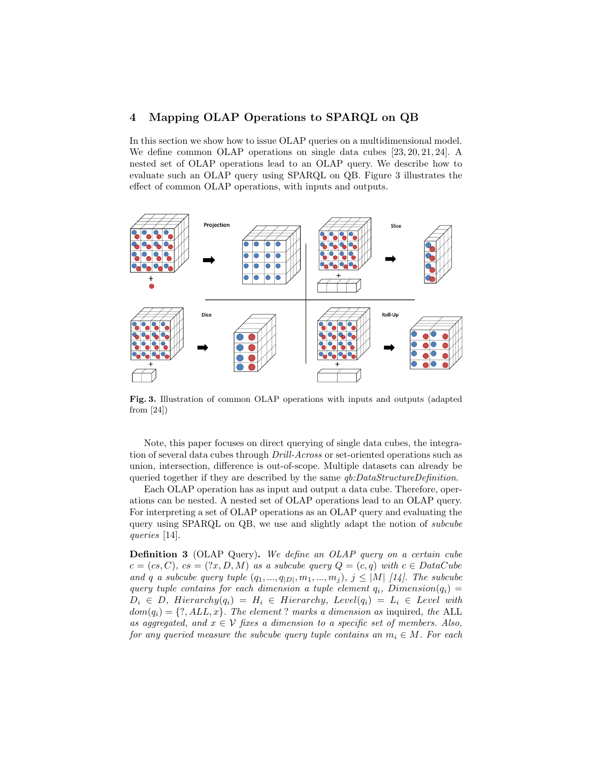## 4 Mapping OLAP Operations to SPARQL on QB

In this section we show how to issue OLAP queries on a multidimensional model. We define common OLAP operations on single data cubes [23, 20, 21, 24]. A nested set of OLAP operations lead to an OLAP query. We describe how to evaluate such an OLAP query using SPARQL on QB. Figure 3 illustrates the effect of common OLAP operations, with inputs and outputs.

**Fig. 3.** Illustration of common OLAP operations with inputs and outputs (adapted from [24])

Note, this paper focuses on direct querying of single data cubes, the integration of several data cubes through *Drill-Across* or set-oriented operations such as union, intersection, difference is out-of-scope. Multiple datasets can already be queried together if they are described by the same *qb:DataStructureDefinition*.

Each OLAP operation has as input and output a data cube. Therefore, operations can be nested. A nested set of OLAP operations lead to an OLAP query. For interpreting a set of OLAP operations as an OLAP query and evaluating the query using SPARQL on QB, we use and slightly adapt the notion of *subcube queries* [14].

**Definition 3** (OLAP Query)**.** *We define an OLAP query on a certain cube* $c = (cs, C)$*,* $cs = (?x, D, M)$ *as a subcube query* $Q = (c, q)$ *with* $c \in DataCube$ *and* $q$ *a subcube query tuple* $(q_1, ..., q_{|D|}, m_1, ..., m_j)$*,* $j \leq |M|$ *[14]. The subcube query tuple contains for each dimension a tuple element* $q_i$*,* $Dimension(q_i) = D_i \in D$*,* $Hierarchy(q_i) = H_i \in Hierarchy$*,* $Level(q_i) = L_i \in Level$ *with* $dom(q_i) = \{?, ALL, x\}$*. The element ? marks a dimension as* inquired*, the* ALL *as aggregated, and* $x \in \mathcal{V}$ *fixes a dimension to a specific set of members. Also, for any queried measure the subcube query tuple contains an* $m_i \in M$*. For each*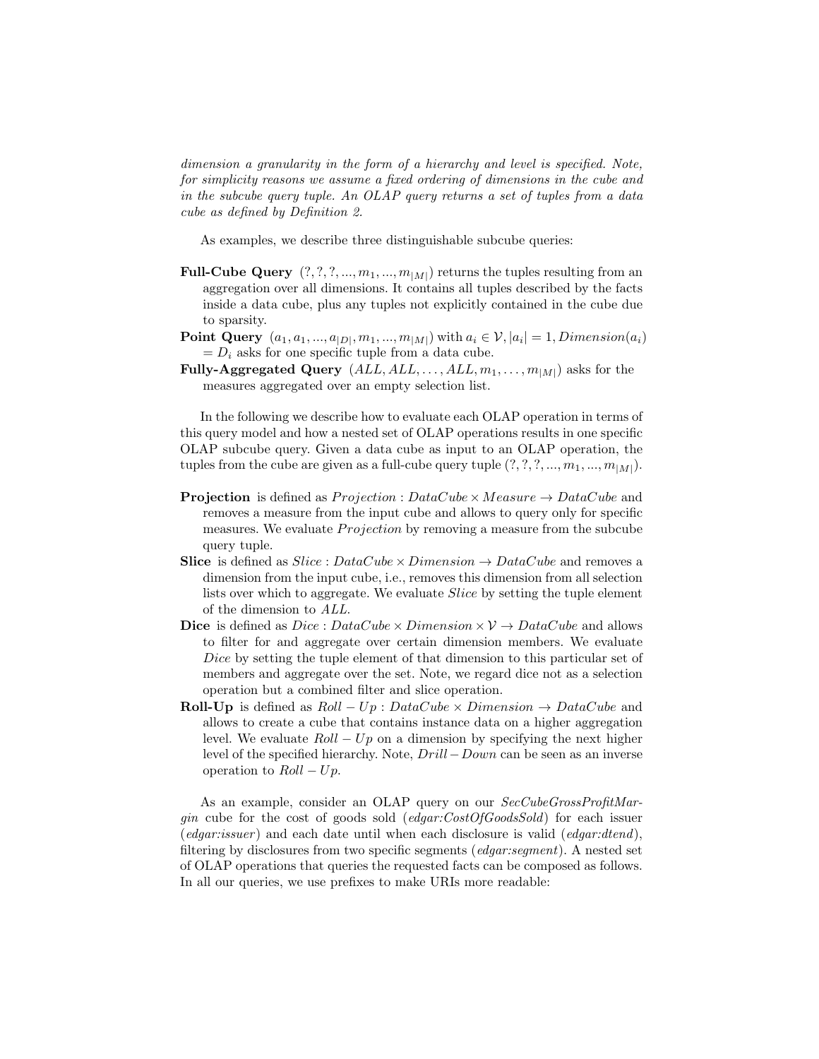*dimension a granularity in the form of a hierarchy and level is specified. Note, for simplicity reasons we assume a fixed ordering of dimensions in the cube and in the subcube query tuple. An OLAP query returns a set of tuples from a data cube as defined by Definition 2.*

As examples, we describe three distinguishable subcube queries:

**Full-Cube Query** $(?, ?, ?, ..., m_1, ..., m_{|M|})$ returns the tuples resulting from an aggregation over all dimensions. It contains all tuples described by the facts inside a data cube, plus any tuples not explicitly contained in the cube due to sparsity.

**Point Query** $(a_1, a_1, ..., a_{|D|}, m_1, ..., m_{|M|})$ with $a_i \in \mathcal{V}, |a_i| = 1, Dimension(a_i) = D_i$ asks for one specific tuple from a data cube.

**Fully-Aggregated Query** $(ALL, ALL, \ldots, ALL, m_1, \ldots, m_{|M|})$ asks for the measures aggregated over an empty selection list.

In the following we describe how to evaluate each OLAP operation in terms of this query model and how a nested set of OLAP operations results in one specific OLAP subcube query. Given a data cube as input to an OLAP operation, the tuples from the cube are given as a full-cube query tuple $(?, ?, ?, ..., m_1, ..., m_{|M|})$.

**Projection** is defined as $Projection : DataCube \times Measure \rightarrow DataCube$ and removes a measure from the input cube and allows to query only for specific measures. We evaluate $Projection$ by removing a measure from the subcube query tuple.

**Slice** is defined as $Slice : DataCube \times Dimension \rightarrow DataCube$ and removes a dimension from the input cube, i.e., removes this dimension from all selection lists over which to aggregate. We evaluate $Slice$ by setting the tuple element of the dimension to $ALL$.

**Dice** is defined as $Dice : DataCube \times Dimension \times \mathcal{V} \rightarrow DataCube$ and allows to filter for and aggregate over certain dimension members. We evaluate $Dice$ by setting the tuple element of that dimension to this particular set of members and aggregate over the set. Note, we regard dice not as a selection operation but a combined filter and slice operation.

**Roll-Up** is defined as $Roll-Up : DataCube \times Dimension \rightarrow DataCube$ and allows to create a cube that contains instance data on a higher aggregation level. We evaluate $Roll-Up$ on a dimension by specifying the next higher level of the specified hierarchy. Note, $Drill-Down$ can be seen as an inverse operation to $Roll-Up$.

As an example, consider an OLAP query on our *SecCubeGrossProfitMargin* cube for the cost of goods sold (*edgar:CostOfGoodsSold*) for each issuer (*edgar:issuer*) and each date until when each disclosure is valid (*edgar:dtend*), filtering by disclosures from two specific segments (*edgar:segment*). A nested set of OLAP operations that queries the requested facts can be composed as follows. In all our queries, we use prefixes to make URIs more readable: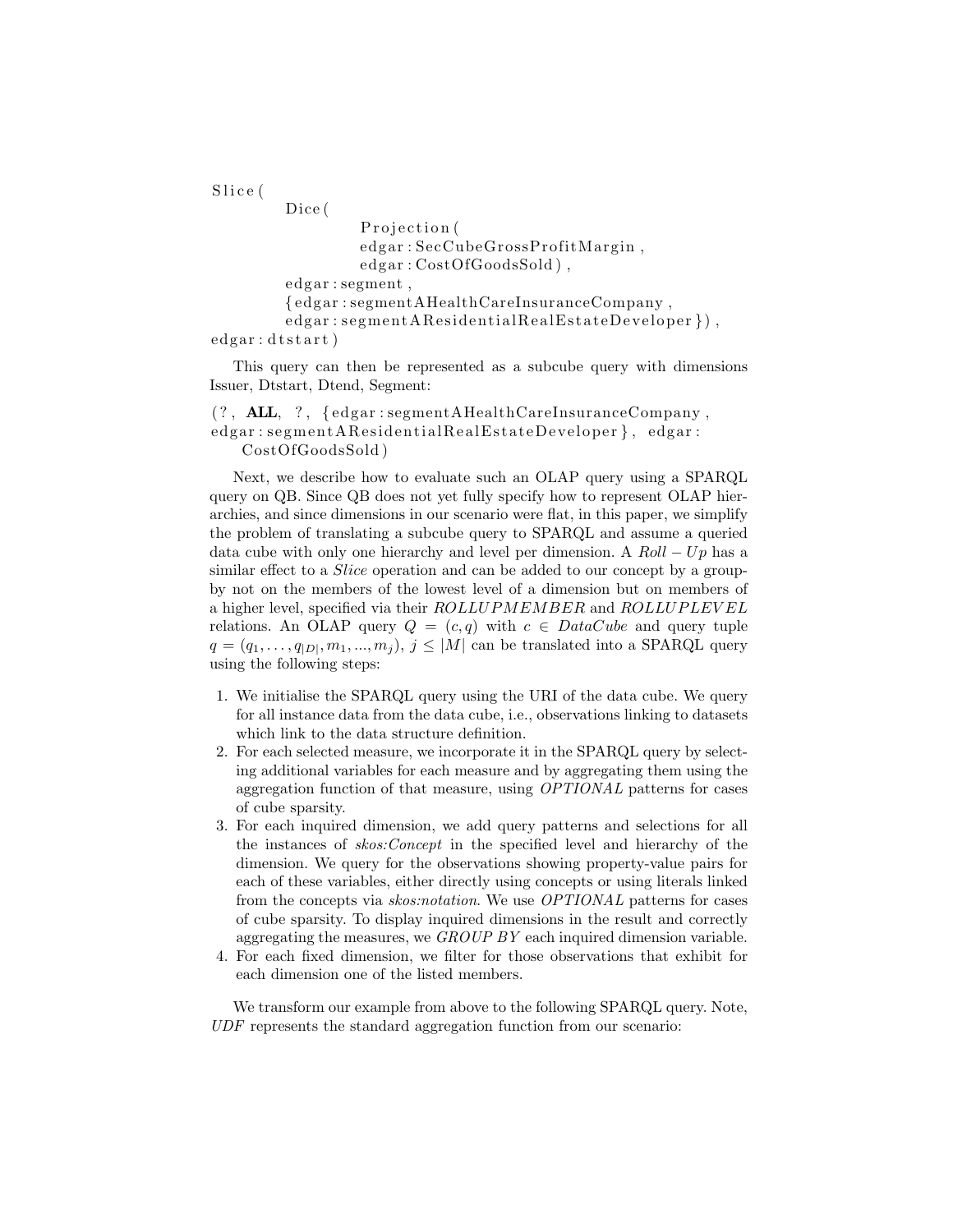```
Slice(
        Dice(
                Projection(
                edgar:SecCubeGrossProfitMargin,
                edgar:CostOfGoodsSold),
        edgar:segment,
        {edgar:segmentAHealthCareInsuranceCompany,
        edgar:segmentAResidentialRealEstateDeveloper}),
edgar:dtstart)
```

This query can then be represented as a subcube query with dimensions Issuer, Dtstart, Dtend, Segment:

```
(?, ALL, ?, {edgar:segmentAHealthCareInsuranceCompany,
edgar:segmentAResidentialRealEstateDeveloper}, edgar:
    CostOfGoodsSold)
```

Next, we describe how to evaluate such an OLAP query using a SPARQL query on QB. Since QB does not yet fully specify how to represent OLAP hierarchies, and since dimensions in our scenario were flat, in this paper, we simplify the problem of translating a subcube query to SPARQL and assume a queried data cube with only one hierarchy and level per dimension. A $Roll-Up$ has a similar effect to a *Slice* operation and can be added to our concept by a group-by not on the members of the lowest level of a dimension but on members of a higher level, specified via their $ROLLUPMEMBER$ and $ROLLUPLEVEL$ relations. An OLAP query $Q = (c, q)$ with $c \in DataCube$ and query tuple $q = (q_1, \ldots, q_{|D|}, m_1, ..., m_j)$, $j \leq |M|$ can be translated into a SPARQL query using the following steps:

1. We initialise the SPARQL query using the URI of the data cube. We query for all instance data from the data cube, i.e., observations linking to datasets which link to the data structure definition.
2. For each selected measure, we incorporate it in the SPARQL query by selecting additional variables for each measure and by aggregating them using the aggregation function of that measure, using *OPTIONAL* patterns for cases of cube sparsity.
3. For each inquired dimension, we add query patterns and selections for all the instances of *skos:Concept* in the specified level and hierarchy of the dimension. We query for the observations showing property-value pairs for each of these variables, either directly using concepts or using literals linked from the concepts via *skos:notation*. We use *OPTIONAL* patterns for cases of cube sparsity. To display inquired dimensions in the result and correctly aggregating the measures, we *GROUP BY* each inquired dimension variable.
4. For each fixed dimension, we filter for those observations that exhibit for each dimension one of the listed members.

We transform our example from above to the following SPARQL query. Note, *UDF* represents the standard aggregation function from our scenario: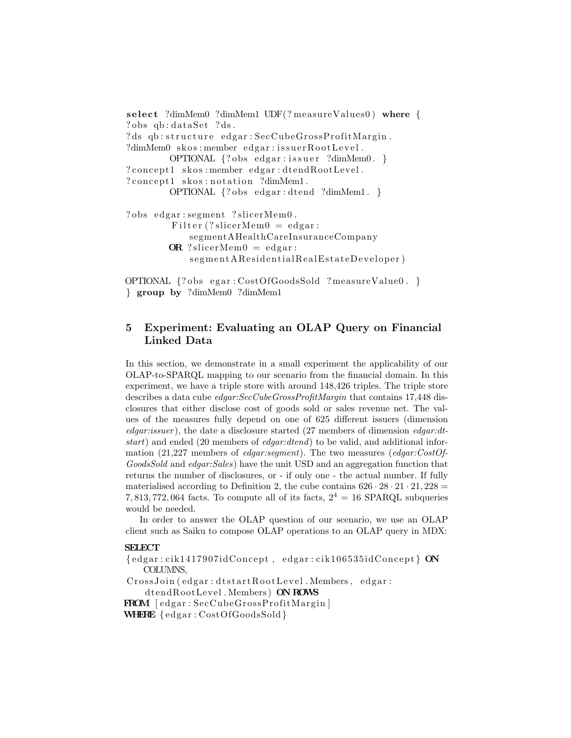```
select ?dimMem0 ?dimMem1 UDF(?measureValues0) where {
?obs qb:dataSet ?ds.
?ds qb:structure edgar:SecCubeGrossProfitMargin.
?dimMem0 skos:member edgar:issuerRootLevel.
        OPTIONAL {?obs edgar:issuer ?dimMem0. }
?concept1 skos:member edgar:dtendRootLevel.
?concept1 skos:notation ?dimMem1.
        OPTIONAL {?obs edgar:dtend ?dimMem1. }

?obs edgar:segment ?slicerMem0.
         Filter(?slicerMem0 = edgar:
             segmentAHealthCareInsuranceCompany
         OR ?slicerMem0 = edgar:
             segmentAResidentialRealEstateDeveloper)

OPTIONAL {?obs egar:CostOfGoodsSold ?measureValue0. }
} group by ?dimMem0 ?dimMem1
```

## 5 Experiment: Evaluating an OLAP Query on Financial Linked Data

In this section, we demonstrate in a small experiment the applicability of our OLAP-to-SPARQL mapping to our scenario from the financial domain. In this experiment, we have a triple store with around 148,426 triples. The triple store describes a data cube *edgar:SecCubeGrossProfitMargin* that contains 17,448 disclosures that either disclose cost of goods sold or sales revenue net. The values of the measures fully depend on one of 625 different issuers (dimension *edgar:issuer*), the date a disclosure started (27 members of dimension *edgar:dtstart*) and ended (20 members of *edgar:dtend*) to be valid, and additional information (21,227 members of *edgar:segment*). The two measures (*edgar:CostOfGoodsSold* and *edgar:Sales*) have the unit USD and an aggregation function that returns the number of disclosures, or - if only one - the actual number. If fully materialised according to Definition 2, the cube contains $626 \cdot 28 \cdot 21 \cdot 21,228 = 7,813,772,064$ facts. To compute all of its facts, $2^4 = 16$ SPARQL subqueries would be needed.

In order to answer the OLAP question of our scenario, we use an OLAP client such as Saiku to compose OLAP operations to an OLAP query in MDX:

```
SELECT
{edgar:cik1417907idConcept, edgar:cik106535idConcept} ON
    COLUMNS,
CrossJoin(edgar:dtstartRootLevel.Members, edgar:
    dtendRootLevel.Members) ON ROWS
FROM [edgar:SecCubeGrossProfitMargin]
WHERE {edgar:CostOfGoodsSold}
```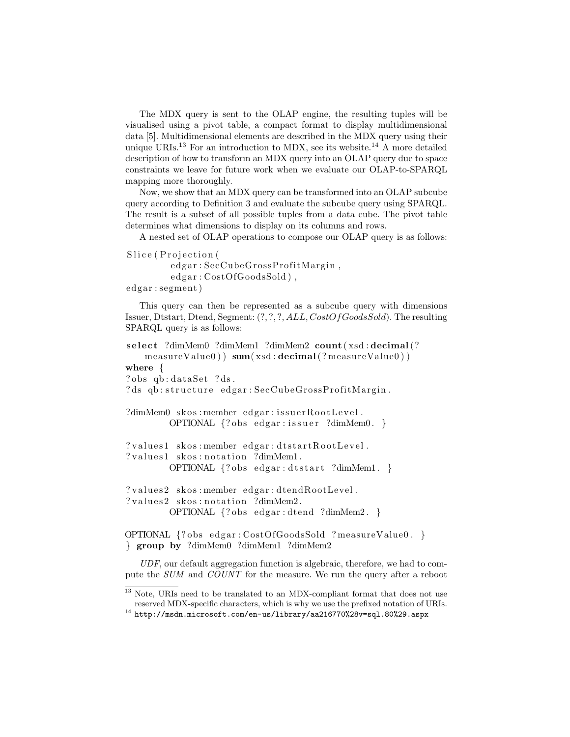The MDX query is sent to the OLAP engine, the resulting tuples will be visualised using a pivot table, a compact format to display multidimensional data [5]. Multidimensional elements are described in the MDX query using their unique URIs.[13] For an introduction to MDX, see its website.[14] A more detailed description of how to transform an MDX query into an OLAP query due to space constraints we leave for future work when we evaluate our OLAP-to-SPARQL mapping more thoroughly.

Now, we show that an MDX query can be transformed into an OLAP subcube query according to Definition 3 and evaluate the subcube query using SPARQL. The result is a subset of all possible tuples from a data cube. The pivot table determines what dimensions to display on its columns and rows.

A nested set of OLAP operations to compose our OLAP query is as follows:

```
Slice(Projection(
        edgar:SecCubeGrossProfitMargin,
        edgar:CostOfGoodsSold),
edgar:segment)
```

This query can then be represented as a subcube query with dimensions Issuer, Dtstart, Dtend, Segment: $(?, ?, ?, ALL, CostOfGoodsSold)$. The resulting SPARQL query is as follows:

```
select ?dimMem0 ?dimMem1 ?dimMem2 count(xsd:decimal(?
    measureValue0)) sum(xsd:decimal(?measureValue0))
where {
?obs qb:dataSet ?ds.
?ds qb:structure edgar:SecCubeGrossProfitMargin.

?dimMem0 skos:member edgar:issuerRootLevel.
        OPTIONAL {?obs edgar:issuer ?dimMem0. }

?values1 skos:member edgar:dtstartRootLevel.
?values1 skos:notation ?dimMem1.
        OPTIONAL {?obs edgar:dtstart ?dimMem1. }

?values2 skos:member edgar:dtendRootLevel.
?values2 skos:notation ?dimMem2.
        OPTIONAL {?obs edgar:dtend ?dimMem2. }

OPTIONAL {?obs edgar:CostOfGoodsSold ?measureValue0. }
} group by ?dimMem0 ?dimMem1 ?dimMem2
```

*UDF*, our default aggregation function is algebraic, therefore, we had to compute the *SUM* and *COUNT* for the measure. We run the query after a reboot

[13] Note, URIs need to be translated to an MDX-compliant format that does not use reserved MDX-specific characters, which is why we use the prefixed notation of URIs.

[14] http://msdn.microsoft.com/en-us/library/aa216770%28v=sql.80%29.aspx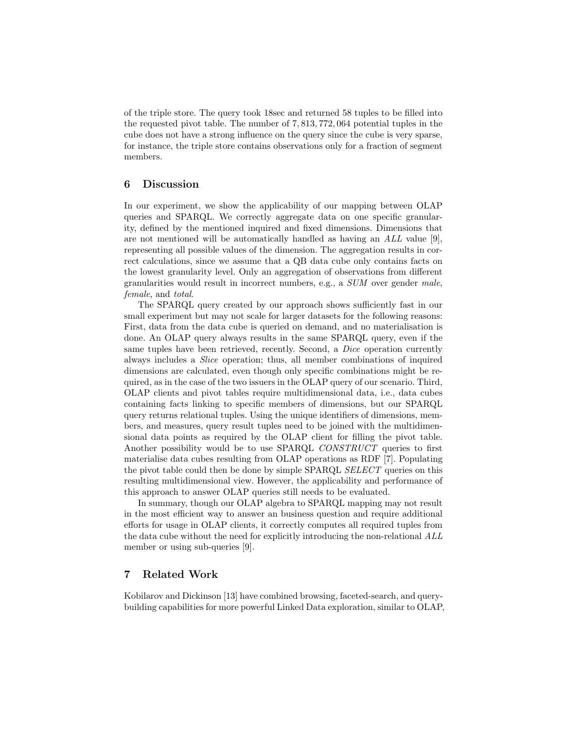of the triple store. The query took 18sec and returned 58 tuples to be filled into the requested pivot table. The number of 7,813,772,064 potential tuples in the cube does not have a strong influence on the query since the cube is very sparse, for instance, the triple store contains observations only for a fraction of segment members.

## 6 Discussion

In our experiment, we show the applicability of our mapping between OLAP queries and SPARQL. We correctly aggregate data on one specific granularity, defined by the mentioned inquired and fixed dimensions. Dimensions that are not mentioned will be automatically handled as having an *ALL* value [9], representing all possible values of the dimension. The aggregation results in correct calculations, since we assume that a QB data cube only contains facts on the lowest granularity level. Only an aggregation of observations from different granularities would result in incorrect numbers, e.g., a *SUM* over gender *male*, *female*, and *total*.

The SPARQL query created by our approach shows sufficiently fast in our small experiment but may not scale for larger datasets for the following reasons: First, data from the data cube is queried on demand, and no materialisation is done. An OLAP query always results in the same SPARQL query, even if the same tuples have been retrieved, recently. Second, a *Dice* operation currently always includes a *Slice* operation; thus, all member combinations of inquired dimensions are calculated, even though only specific combinations might be required, as in the case of the two issuers in the OLAP query of our scenario. Third, OLAP clients and pivot tables require multidimensional data, i.e., data cubes containing facts linking to specific members of dimensions, but our SPARQL query returns relational tuples. Using the unique identifiers of dimensions, members, and measures, query result tuples need to be joined with the multidimensional data points as required by the OLAP client for filling the pivot table. Another possibility would be to use SPARQL *CONSTRUCT* queries to first materialise data cubes resulting from OLAP operations as RDF [7]. Populating the pivot table could then be done by simple SPARQL *SELECT* queries on this resulting multidimensional view. However, the applicability and performance of this approach to answer OLAP queries still needs to be evaluated.

In summary, though our OLAP algebra to SPARQL mapping may not result in the most efficient way to answer an business question and require additional efforts for usage in OLAP clients, it correctly computes all required tuples from the data cube without the need for explicitly introducing the non-relational *ALL* member or using sub-queries [9].

## 7 Related Work

Kobilarov and Dickinson [13] have combined browsing, faceted-search, and query-building capabilities for more powerful Linked Data exploration, similar to OLAP,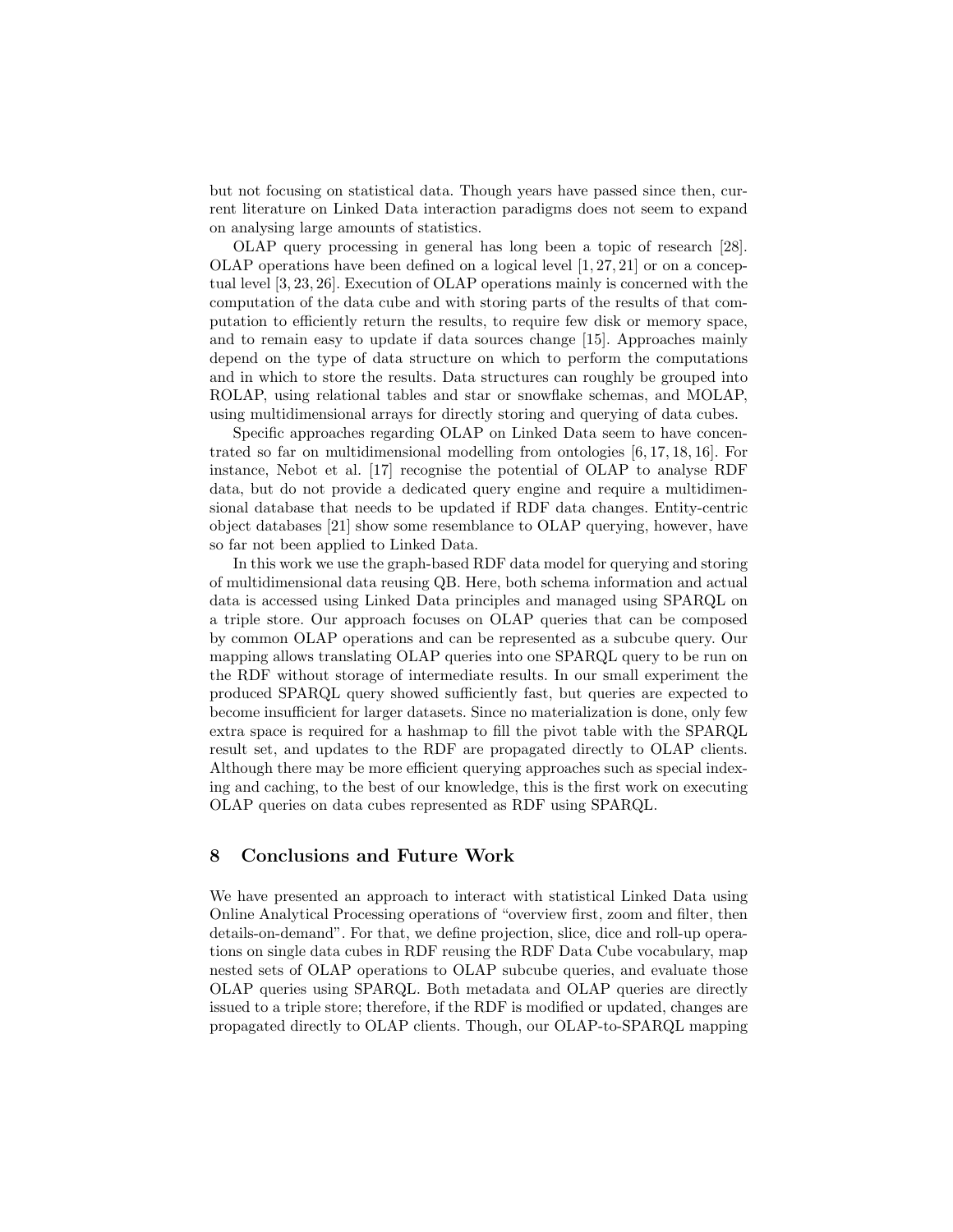but not focusing on statistical data. Though years have passed since then, current literature on Linked Data interaction paradigms does not seem to expand on analysing large amounts of statistics.

OLAP query processing in general has long been a topic of research [28]. OLAP operations have been defined on a logical level [1, 27, 21] or on a conceptual level [3, 23, 26]. Execution of OLAP operations mainly is concerned with the computation of the data cube and with storing parts of the results of that computation to efficiently return the results, to require few disk or memory space, and to remain easy to update if data sources change [15]. Approaches mainly depend on the type of data structure on which to perform the computations and in which to store the results. Data structures can roughly be grouped into ROLAP, using relational tables and star or snowflake schemas, and MOLAP, using multidimensional arrays for directly storing and querying of data cubes.

Specific approaches regarding OLAP on Linked Data seem to have concentrated so far on multidimensional modelling from ontologies [6, 17, 18, 16]. For instance, Nebot et al. [17] recognise the potential of OLAP to analyse RDF data, but do not provide a dedicated query engine and require a multidimensional database that needs to be updated if RDF data changes. Entity-centric object databases [21] show some resemblance to OLAP querying, however, have so far not been applied to Linked Data.

In this work we use the graph-based RDF data model for querying and storing of multidimensional data reusing QB. Here, both schema information and actual data is accessed using Linked Data principles and managed using SPARQL on a triple store. Our approach focuses on OLAP queries that can be composed by common OLAP operations and can be represented as a subcube query. Our mapping allows translating OLAP queries into one SPARQL query to be run on the RDF without storage of intermediate results. In our small experiment the produced SPARQL query showed sufficiently fast, but queries are expected to become insufficient for larger datasets. Since no materialization is done, only few extra space is required for a hashmap to fill the pivot table with the SPARQL result set, and updates to the RDF are propagated directly to OLAP clients. Although there may be more efficient querying approaches such as special indexing and caching, to the best of our knowledge, this is the first work on executing OLAP queries on data cubes represented as RDF using SPARQL.

## 8 Conclusions and Future Work

We have presented an approach to interact with statistical Linked Data using Online Analytical Processing operations of "overview first, zoom and filter, then details-on-demand". For that, we define projection, slice, dice and roll-up operations on single data cubes in RDF reusing the RDF Data Cube vocabulary, map nested sets of OLAP operations to OLAP subcube queries, and evaluate those OLAP queries using SPARQL. Both metadata and OLAP queries are directly issued to a triple store; therefore, if the RDF is modified or updated, changes are propagated directly to OLAP clients. Though, our OLAP-to-SPARQL mapping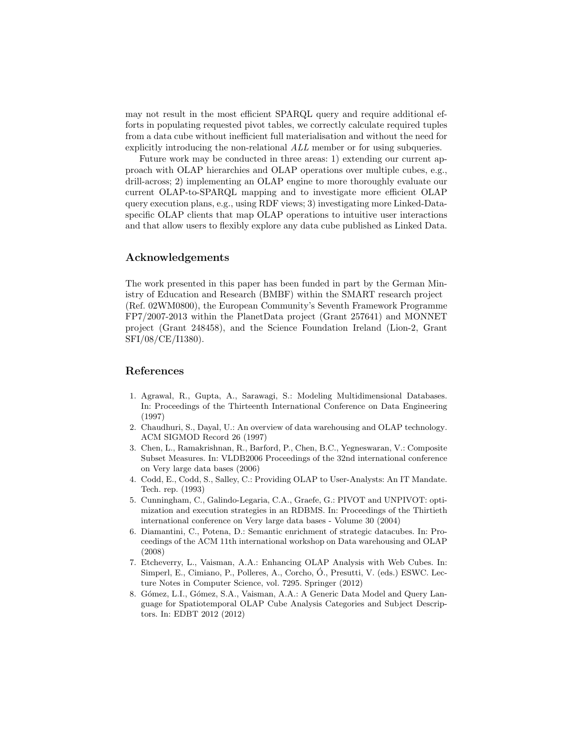may not result in the most efficient SPARQL query and require additional efforts in populating requested pivot tables, we correctly calculate required tuples from a data cube without inefficient full materialisation and without the need for explicitly introducing the non-relational *ALL* member or for using subqueries.

Future work may be conducted in three areas: 1) extending our current approach with OLAP hierarchies and OLAP operations over multiple cubes, e.g., drill-across; 2) implementing an OLAP engine to more thoroughly evaluate our current OLAP-to-SPARQL mapping and to investigate more efficient OLAP query execution plans, e.g., using RDF views; 3) investigating more Linked-Data-specific OLAP clients that map OLAP operations to intuitive user interactions and that allow users to flexibly explore any data cube published as Linked Data.

## Acknowledgements

The work presented in this paper has been funded in part by the German Ministry of Education and Research (BMBF) within the SMART research project (Ref. 02WM0800), the European Community's Seventh Framework Programme FP7/2007-2013 within the PlanetData project (Grant 257641) and MONNET project (Grant 248458), and the Science Foundation Ireland (Lion-2, Grant SFI/08/CE/I1380).

## References

1. Agrawal, R., Gupta, A., Sarawagi, S.: Modeling Multidimensional Databases. In: Proceedings of the Thirteenth International Conference on Data Engineering (1997)
2. Chaudhuri, S., Dayal, U.: An overview of data warehousing and OLAP technology. ACM SIGMOD Record 26 (1997)
3. Chen, L., Ramakrishnan, R., Barford, P., Chen, B.C., Yegneswaran, V.: Composite Subset Measures. In: VLDB2006 Proceedings of the 32nd international conference on Very large data bases (2006)
4. Codd, E., Codd, S., Salley, C.: Providing OLAP to User-Analysts: An IT Mandate. Tech. rep. (1993)
5. Cunningham, C., Galindo-Legaria, C.A., Graefe, G.: PIVOT and UNPIVOT: optimization and execution strategies in an RDBMS. In: Proceedings of the Thirtieth international conference on Very large data bases - Volume 30 (2004)
6. Diamantini, C., Potena, D.: Semantic enrichment of strategic datacubes. In: Proceedings of the ACM 11th international workshop on Data warehousing and OLAP (2008)
7. Etcheverry, L., Vaisman, A.A.: Enhancing OLAP Analysis with Web Cubes. In: Simperl, E., Cimiano, P., Polleres, A., Corcho, Ó., Presutti, V. (eds.) ESWC. Lecture Notes in Computer Science, vol. 7295. Springer (2012)
8. Gómez, L.I., Gómez, S.A., Vaisman, A.A.: A Generic Data Model and Query Language for Spatiotemporal OLAP Cube Analysis Categories and Subject Descriptors. In: EDBT 2012 (2012)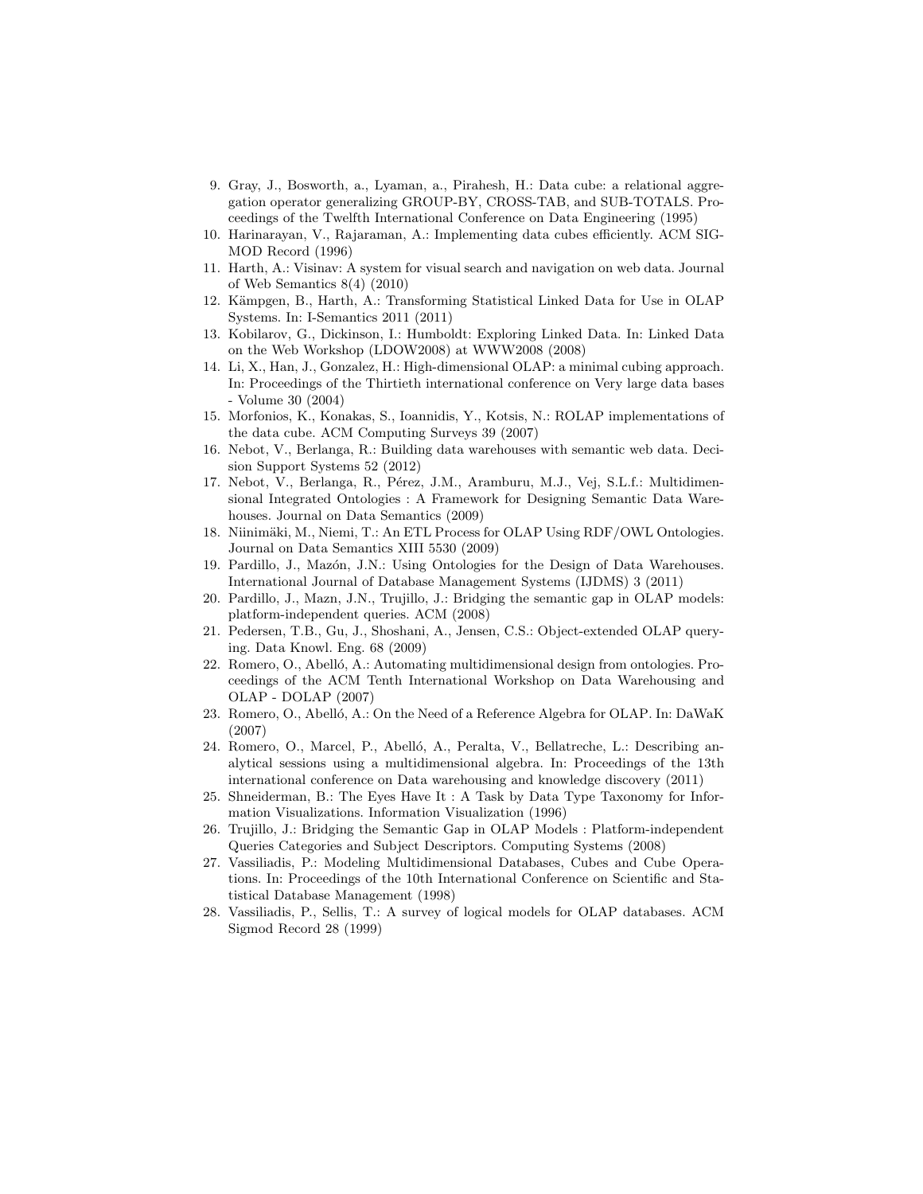9. Gray, J., Bosworth, a., Lyaman, a., Pirahesh, H.: Data cube: a relational aggregation operator generalizing GROUP-BY, CROSS-TAB, and SUB-TOTALS. Proceedings of the Twelfth International Conference on Data Engineering (1995)
10. Harinarayan, V., Rajaraman, A.: Implementing data cubes efficiently. ACM SIGMOD Record (1996)
11. Harth, A.: Visinav: A system for visual search and navigation on web data. Journal of Web Semantics 8(4) (2010)
12. Kämpgen, B., Harth, A.: Transforming Statistical Linked Data for Use in OLAP Systems. In: I-Semantics 2011 (2011)
13. Kobilarov, G., Dickinson, I.: Humboldt: Exploring Linked Data. In: Linked Data on the Web Workshop (LDOW2008) at WWW2008 (2008)
14. Li, X., Han, J., Gonzalez, H.: High-dimensional OLAP: a minimal cubing approach. In: Proceedings of the Thirtieth international conference on Very large data bases - Volume 30 (2004)
15. Morfonios, K., Konakas, S., Ioannidis, Y., Kotsis, N.: ROLAP implementations of the data cube. ACM Computing Surveys 39 (2007)
16. Nebot, V., Berlanga, R.: Building data warehouses with semantic web data. Decision Support Systems 52 (2012)
17. Nebot, V., Berlanga, R., Pérez, J.M., Aramburu, M.J., Vej, S.L.f.: Multidimensional Integrated Ontologies : A Framework for Designing Semantic Data Warehouses. Journal on Data Semantics (2009)
18. Niinimäki, M., Niemi, T.: An ETL Process for OLAP Using RDF/OWL Ontologies. Journal on Data Semantics XIII 5530 (2009)
19. Pardillo, J., Mazón, J.N.: Using Ontologies for the Design of Data Warehouses. International Journal of Database Management Systems (IJDMS) 3 (2011)
20. Pardillo, J., Mazn, J.N., Trujillo, J.: Bridging the semantic gap in OLAP models: platform-independent queries. ACM (2008)
21. Pedersen, T.B., Gu, J., Shoshani, A., Jensen, C.S.: Object-extended OLAP querying. Data Knowl. Eng. 68 (2009)
22. Romero, O., Abelló, A.: Automating multidimensional design from ontologies. Proceedings of the ACM Tenth International Workshop on Data Warehousing and OLAP - DOLAP (2007)
23. Romero, O., Abelló, A.: On the Need of a Reference Algebra for OLAP. In: DaWaK (2007)
24. Romero, O., Marcel, P., Abelló, A., Peralta, V., Bellatreche, L.: Describing analytical sessions using a multidimensional algebra. In: Proceedings of the 13th international conference on Data warehousing and knowledge discovery (2011)
25. Shneiderman, B.: The Eyes Have It : A Task by Data Type Taxonomy for Information Visualizations. Information Visualization (1996)
26. Trujillo, J.: Bridging the Semantic Gap in OLAP Models : Platform-independent Queries Categories and Subject Descriptors. Computing Systems (2008)
27. Vassiliadis, P.: Modeling Multidimensional Databases, Cubes and Cube Operations. In: Proceedings of the 10th International Conference on Scientific and Statistical Database Management (1998)
28. Vassiliadis, P., Sellis, T.: A survey of logical models for OLAP databases. ACM Sigmod Record 28 (1999)